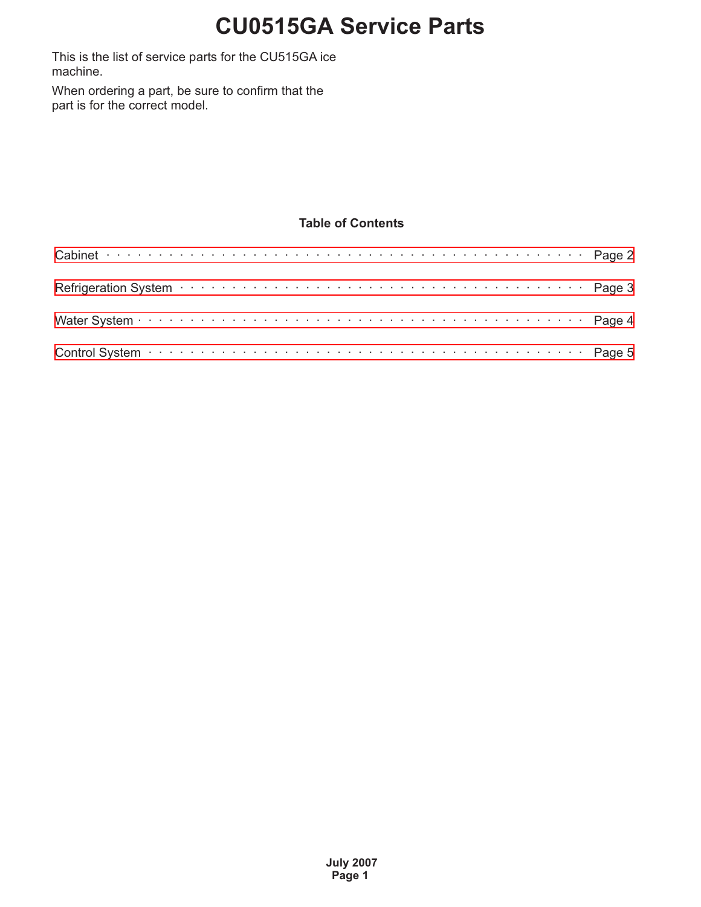# CU0515GA Service Parts

This is the list of service parts for the CU515GA ice machine.

When ordering a part, be sure to confirm that the part is for the correct model.

### Table of Contents

Cabinet . . . . . . . . . . . . . . . . . . . . . . . . . . . . . . . . . . . . . . . . . . . . . Page 2

Refrigeration System . . . . . . . . . . . . . . . . . . . . . . . . . . . . . . . . . . . . . . Page 3

Water System . . . . . . . . . . . . . . . . . . . . . . . . . . . . . . . . . . . . . . . . . . . Page 4

Control System . . . . . . . . . . . . . . . . . . . . . . . . . . . . . . . . . . . . . . . . . . Page 5

**July 2007**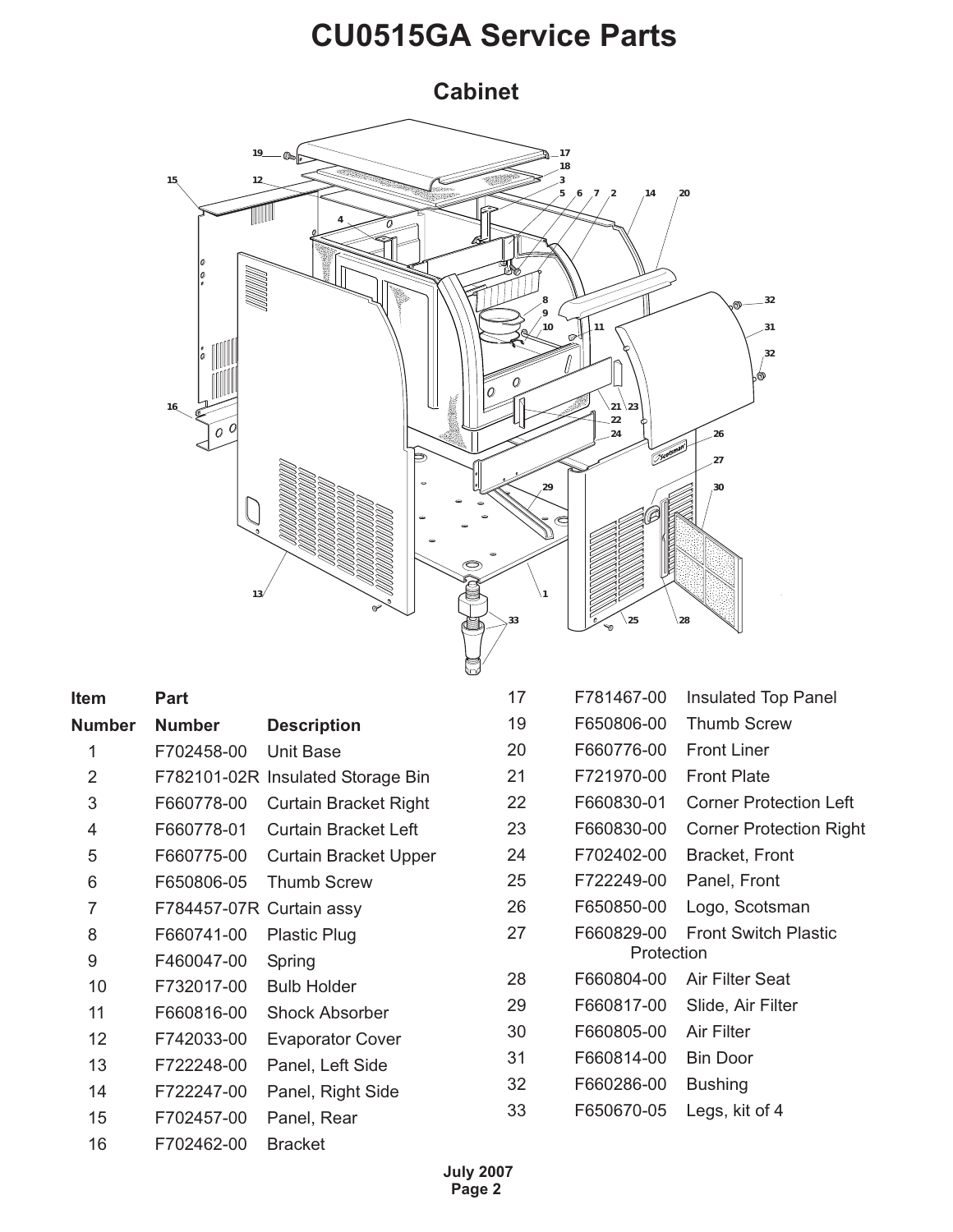# CU0515GA Service Parts

## Cabinet

| Item Number | Part Number | Description |
|---|---|---|
| 1 | F702458-00 | Unit Base |
| 2 | F782101-02R | Insulated Storage Bin |
| 3 | F660778-00 | Curtain Bracket Right |
| 4 | F660778-01 | Curtain Bracket Left |
| 5 | F660775-00 | Curtain Bracket Upper |
| 6 | F650806-05 | Thumb Screw |
| 7 | F784457-07R | Curtain assy |
| 8 | F660741-00 | Plastic Plug |
| 9 | F460047-00 | Spring |
| 10 | F732017-00 | Bulb Holder |
| 11 | F660816-00 | Shock Absorber |
| 12 | F742033-00 | Evaporator Cover |
| 13 | F722248-00 | Panel, Left Side |
| 14 | F722247-00 | Panel, Right Side |
| 15 | F702457-00 | Panel, Rear |
| 16 | F702462-00 | Bracket |
| 17 | F781467-00 | Insulated Top Panel |
| 19 | F650806-00 | Thumb Screw |
| 20 | F660776-00 | Front Liner |
| 21 | F721970-00 | Front Plate |
| 22 | F660830-01 | Corner Protection Left |
| 23 | F660830-00 | Corner Protection Right |
| 24 | F702402-00 | Bracket, Front |
| 25 | F722249-00 | Panel, Front |
| 26 | F650850-00 | Logo, Scotsman |
| 27 | F660829-00 | Front Switch Plastic Protection |
| 28 | F660804-00 | Air Filter Seat |
| 29 | F660817-00 | Slide, Air Filter |
| 30 | F660805-00 | Air Filter |
| 31 | F660814-00 | Bin Door |
| 32 | F660286-00 | Bushing |
| 33 | F650670-05 | Legs, kit of 4 |

July 2007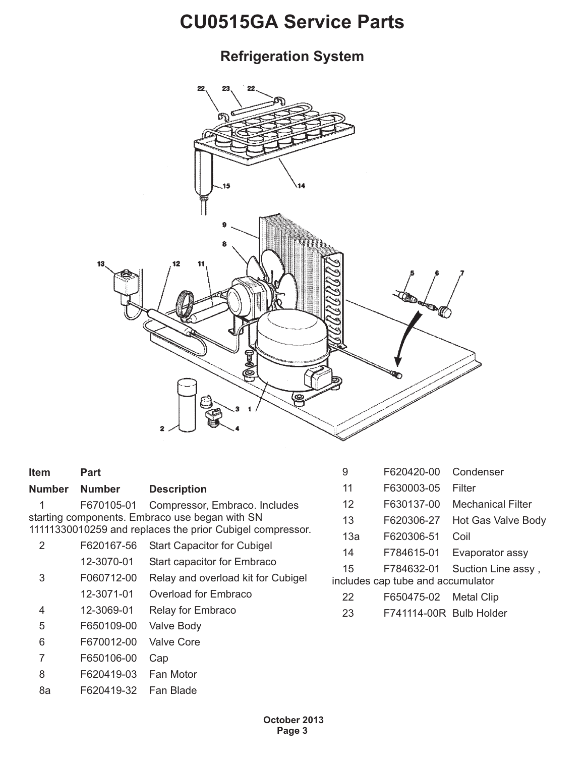# CU0515GA Service Parts

## Refrigeration System

| Item Number | Part Number | Description |
|---|---|---|
| 1 | F670105-01 | Compressor, Embraco. Includes starting components. Embraco use began with SN 11111330010259 and replaces the prior Cubigel compressor. |
| 2 | F620167-56 | Start Capacitor for Cubigel |
| | 12-3070-01 | Start capacitor for Embraco |
| 3 | F060712-00 | Relay and overload kit for Cubigel |
| | 12-3071-01 | Overload for Embraco |
| 4 | 12-3069-01 | Relay for Embraco |
| 5 | F650109-00 | Valve Body |
| 6 | F670012-00 | Valve Core |
| 7 | F650106-00 | Cap |
| 8 | F620419-03 | Fan Motor |
| 8a | F620419-32 | Fan Blade |
| 9 | F620420-00 | Condenser |
| 11 | F630003-05 | Filter |
| 12 | F630137-00 | Mechanical Filter |
| 13 | F620306-27 | Hot Gas Valve Body |
| 13a | F620306-51 | Coil |
| 14 | F784615-01 | Evaporator assy |
| 15 | F784632-01 | Suction Line assy , includes cap tube and accumulator |
| 22 | F650475-02 | Metal Clip |
| 23 | F741114-00R | Bulb Holder |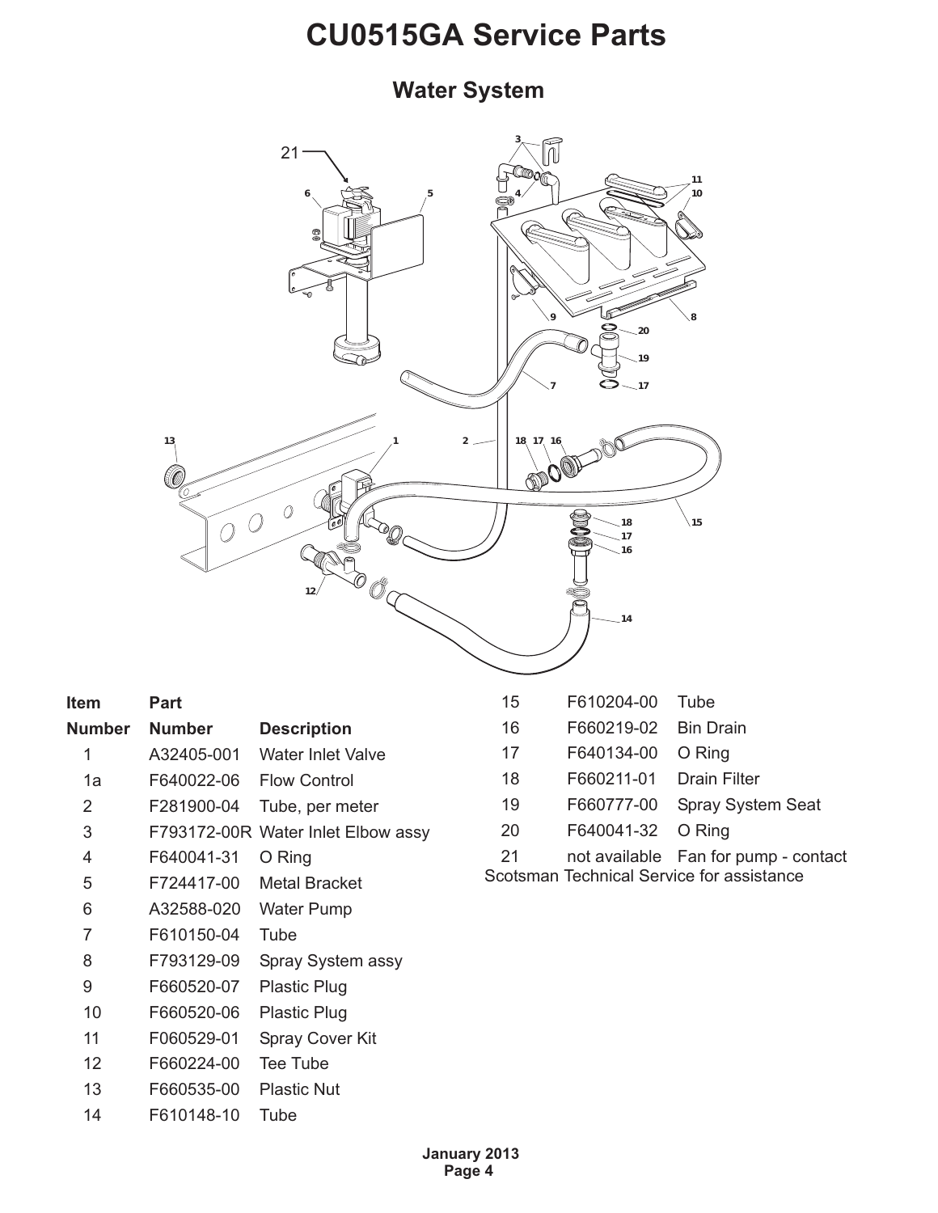# CU0515GA Service Parts

## Water System

| Item Number | Part Number | Description |
|---|---|---|
| 1 | A32405-001 | Water Inlet Valve |
| 1a | F640022-06 | Flow Control |
| 2 | F281900-04 | Tube, per meter |
| 3 | F793172-00R | Water Inlet Elbow assy |
| 4 | F640041-31 | O Ring |
| 5 | F724417-00 | Metal Bracket |
| 6 | A32588-020 | Water Pump |
| 7 | F610150-04 | Tube |
| 8 | F793129-09 | Spray System assy |
| 9 | F660520-07 | Plastic Plug |
| 10 | F660520-06 | Plastic Plug |
| 11 | F060529-01 | Spray Cover Kit |
| 12 | F660224-00 | Tee Tube |
| 13 | F660535-00 | Plastic Nut |
| 14 | F610148-10 | Tube |
| 15 | F610204-00 | Tube |
| 16 | F660219-02 | Bin Drain |
| 17 | F640134-00 | O Ring |
| 18 | F660211-01 | Drain Filter |
| 19 | F660777-00 | Spray System Seat |
| 20 | F640041-32 | O Ring |
| 21 | not available | Fan for pump - contact Scotsman Technical Service for assistance |

January 2013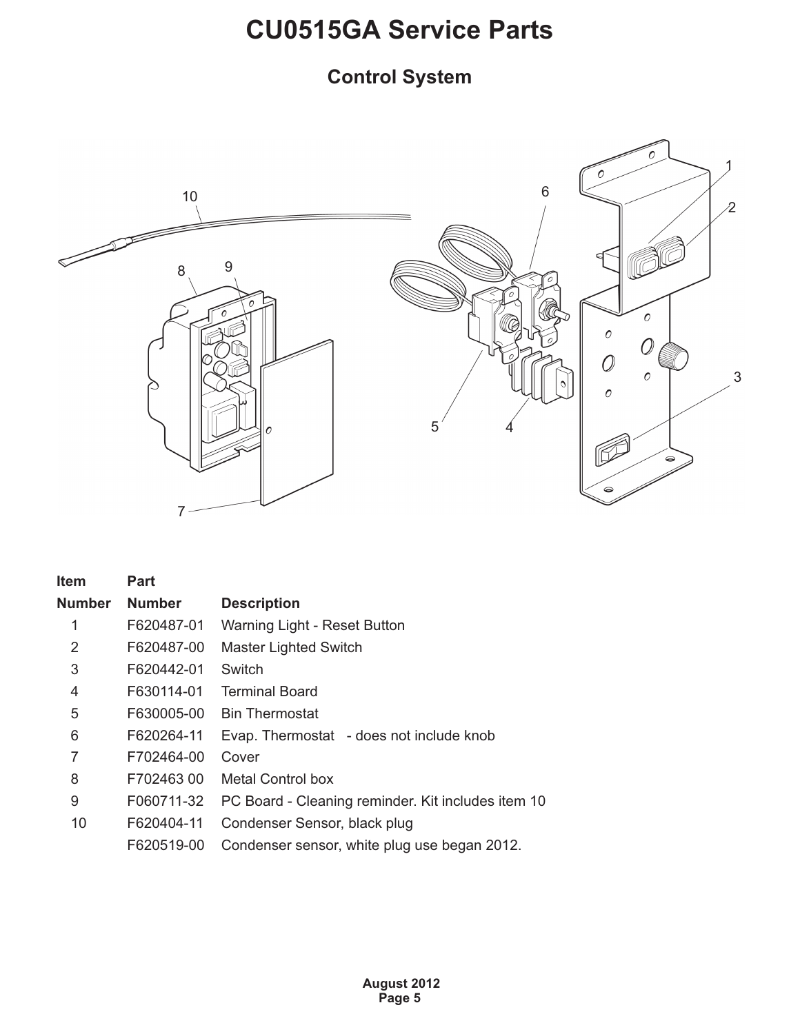# CU0515GA Service Parts

## Control System

| Item Number | Part Number | Description |
|---|---|---|
| 1 | F620487-01 | Warning Light - Reset Button |
| 2 | F620487-00 | Master Lighted Switch |
| 3 | F620442-01 | Switch |
| 4 | F630114-01 | Terminal Board |
| 5 | F630005-00 | Bin Thermostat |
| 6 | F620264-11 | Evap. Thermostat - does not include knob |
| 7 | F702464-00 | Cover |
| 8 | F702463 00 | Metal Control box |
| 9 | F060711-32 | PC Board - Cleaning reminder. Kit includes item 10 |
| 10 | F620404-11 | Condenser Sensor, black plug |
| | F620519-00 | Condenser sensor, white plug use began 2012. |

August 2012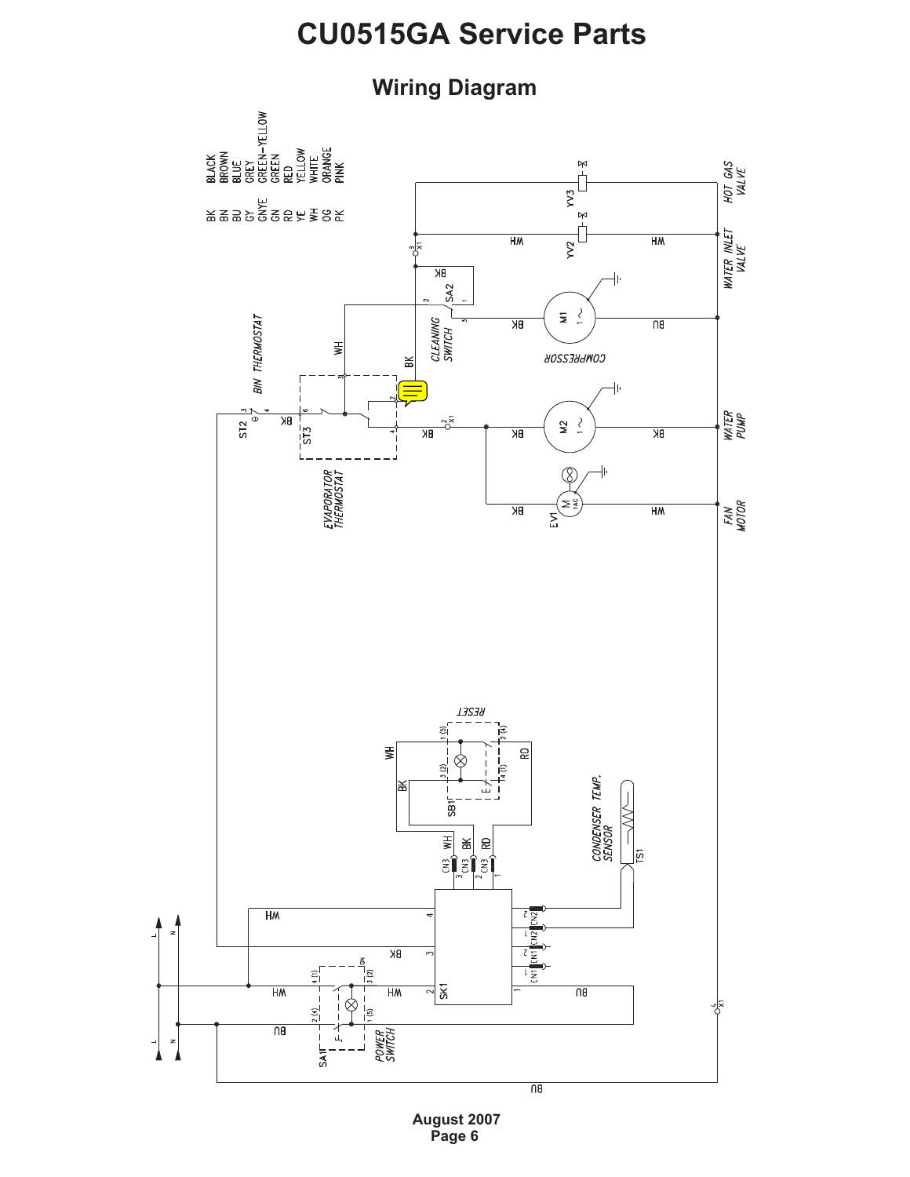# CU0515GA Service Parts

## Wiring Diagram

BK BLACK
BN BROWN
BU BLUE
GY GREY
GNYE GREEN-YELLOW
GN GREEN
RD RED
YE YELLOW
WH WHITE
OG ORANGE
PK PINK

HOT GAS VALVE
WATER INLET VALVE
COMPRESSOR
WATER PUMP
FAN MOTOR
BIN THERMOSTAT
EVAPORATOR THERMOSTAT
CLEANING SWITCH
RESET
CONDENSER TEMP. SENSOR
POWER SWITCH

YV3
YV2
M1
M2
EV1
ST2
ST3
SA2
SB1
TS1
SK1
SA1

August 2007